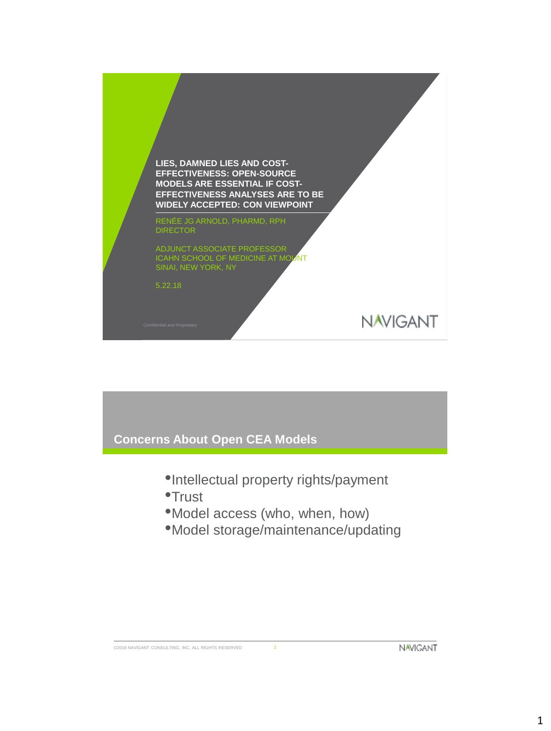# LIES, DAMNED LIES AND COST-EFFECTIVENESS: OPEN-SOURCE MODELS ARE ESSENTIAL IF COST-EFFECTIVENESS ANALYSES ARE TO BE WIDELY ACCEPTED: CON VIEWPOINT

RENÉE JG ARNOLD, PHARMD, RPH
DIRECTOR

ADJUNCT ASSOCIATE PROFESSOR
ICAHN SCHOOL OF MEDICINE AT MOUNT SINAI, NEW YORK, NY

5.22.18

*Confidential and Proprietary*

NAVIGANT

## Concerns About Open CEA Models

- Intellectual property rights/payment
- Trust
- Model access (who, when, how)
- Model storage/maintenance/updating

©2018 NAVIGANT CONSULTING, INC. ALL RIGHTS RESERVED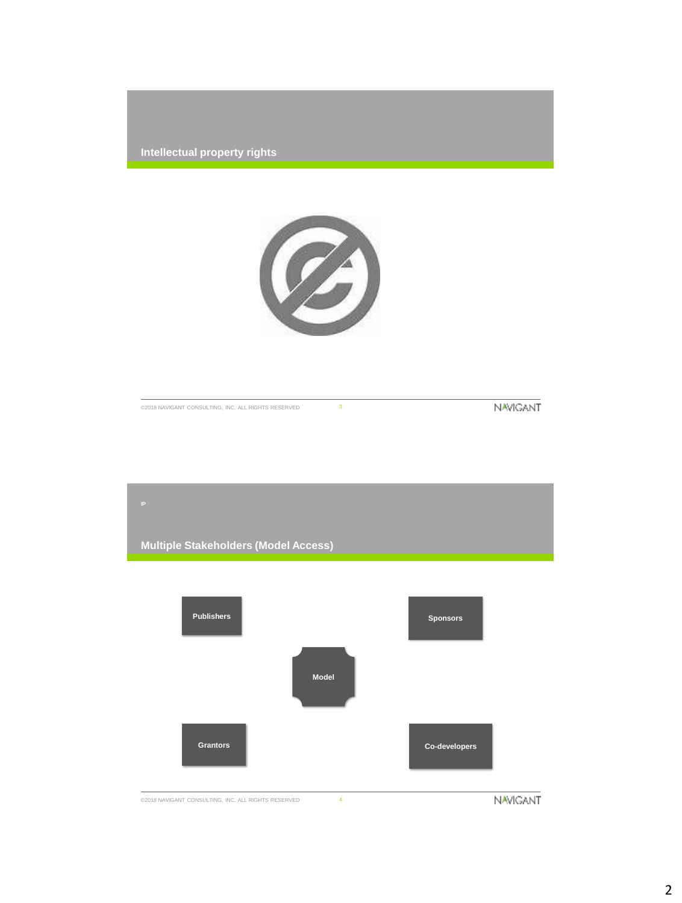## Intellectual property rights

IP

## Multiple Stakeholders (Model Access)

Publishers

Sponsors

Model

Grantors

Co-developers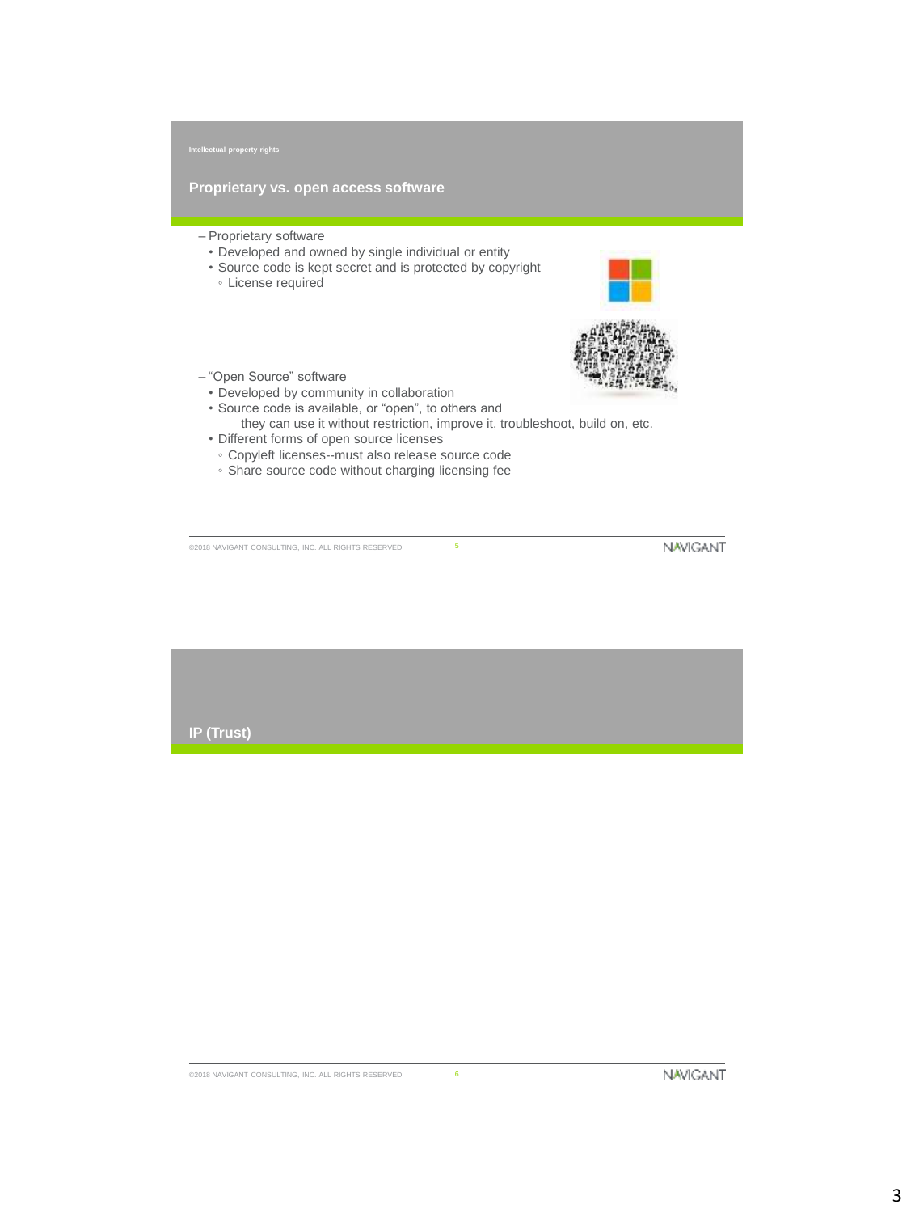Intellectual property rights

## Proprietary vs. open access software

- Proprietary software
  - Developed and owned by single individual or entity
  - Source code is kept secret and is protected by copyright
    - License required

- "Open Source" software
  - Developed by community in collaboration
  - Source code is available, or "open", to others and they can use it without restriction, improve it, troubleshoot, build on, etc.
  - Different forms of open source licenses
    - Copyleft licenses--must also release source code
    - Share source code without charging licensing fee

## IP (Trust)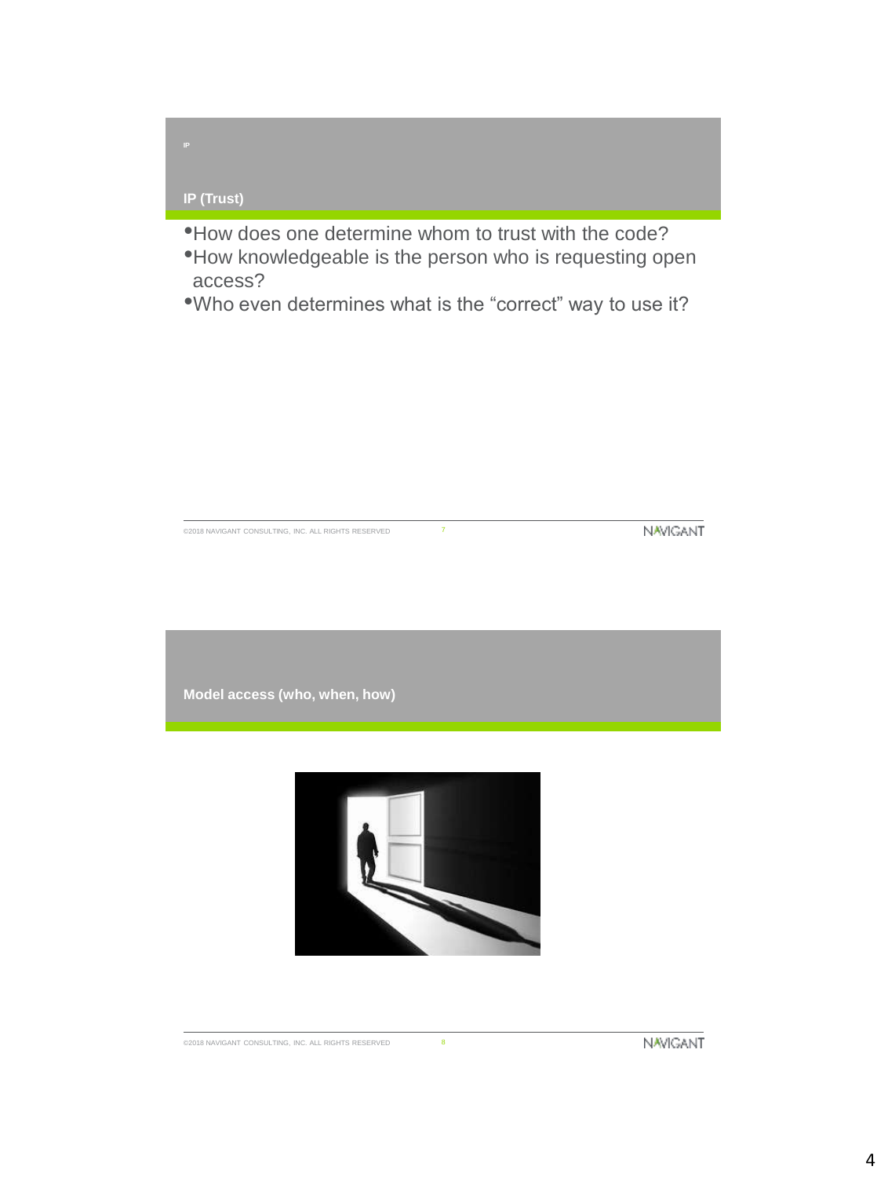## IP (Trust)

- How does one determine whom to trust with the code?
- How knowledgeable is the person who is requesting open access?
- Who even determines what is the "correct" way to use it?

## Model access (who, when, how)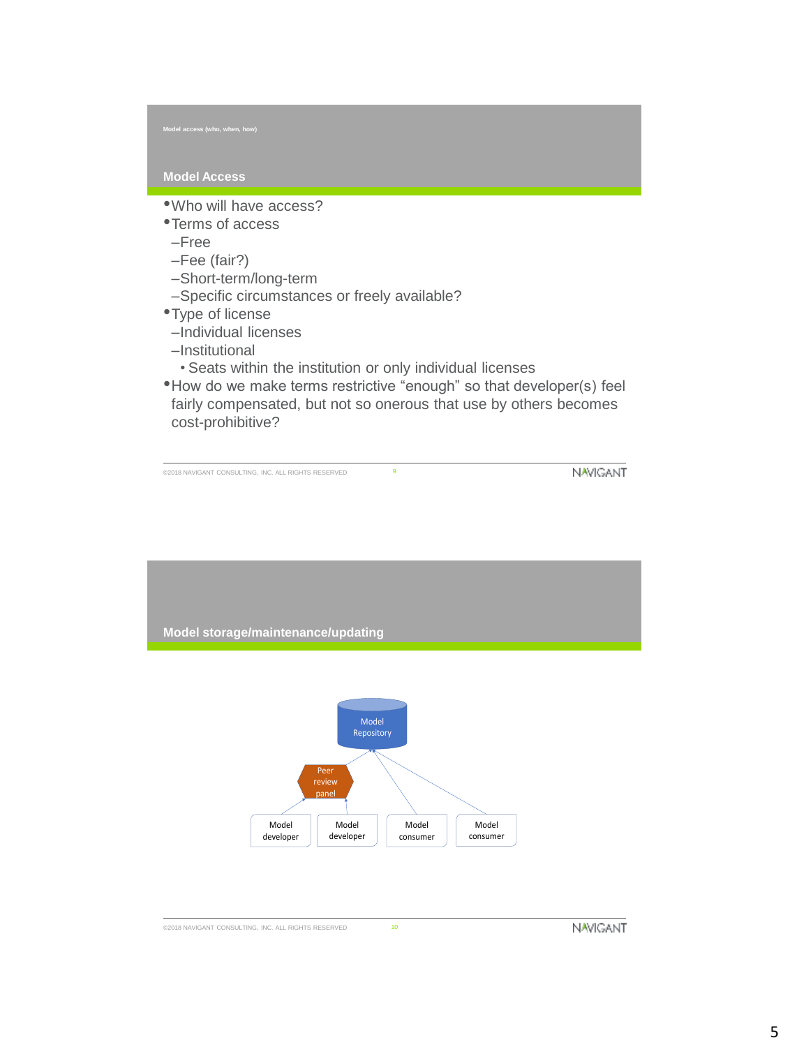Model access (who, when, how)

## Model Access

- Who will have access?
- Terms of access
  - Free
  - Fee (fair?)
  - Short-term/long-term
  - Specific circumstances or freely available?
- Type of license
  - Individual licenses
  - Institutional
    - Seats within the institution or only individual licenses
- How do we make terms restrictive “enough” so that developer(s) feel fairly compensated, but not so onerous that use by others becomes cost-prohibitive?

## Model storage/maintenance/updating

Model Repository

Peer review panel

Model developer

Model developer

Model consumer

Model consumer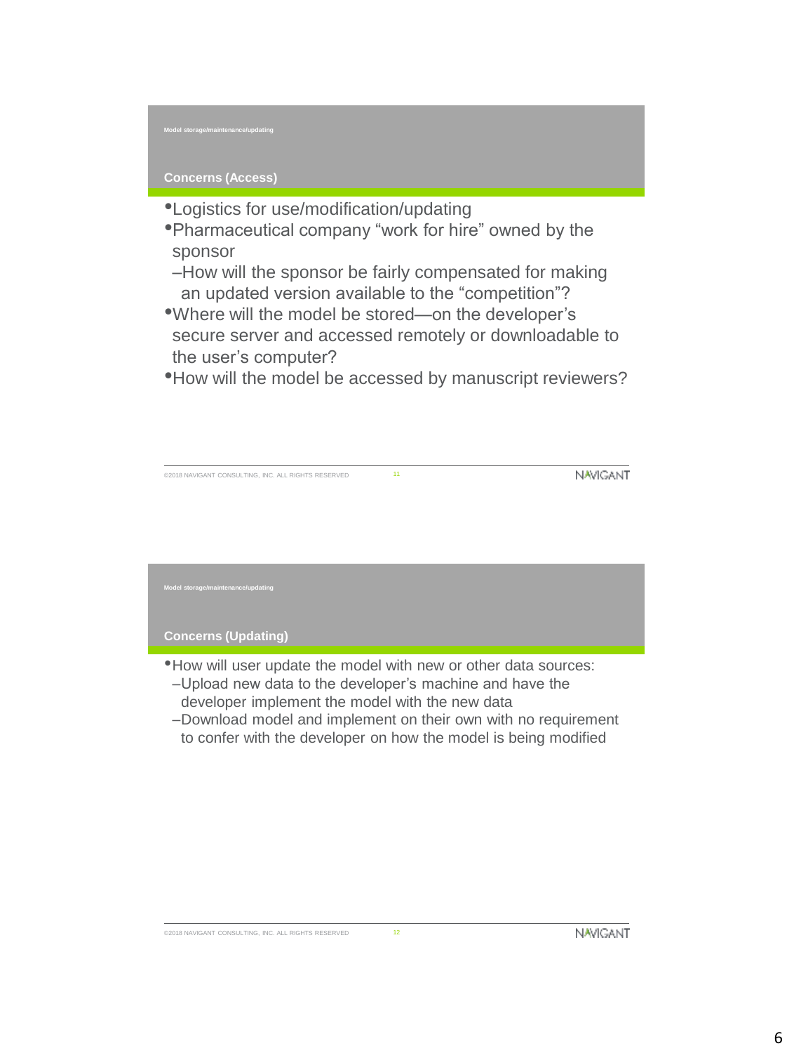Model storage/maintenance/updating

## Concerns (Access)

- Logistics for use/modification/updating
- Pharmaceutical company “work for hire” owned by the sponsor
  - How will the sponsor be fairly compensated for making an updated version available to the “competition”?
- Where will the model be stored—on the developer’s secure server and accessed remotely or downloadable to the user’s computer?
- How will the model be accessed by manuscript reviewers?

Model storage/maintenance/updating

## Concerns (Updating)

- How will user update the model with new or other data sources:
  - Upload new data to the developer’s machine and have the developer implement the model with the new data
  - Download model and implement on their own with no requirement to confer with the developer on how the model is being modified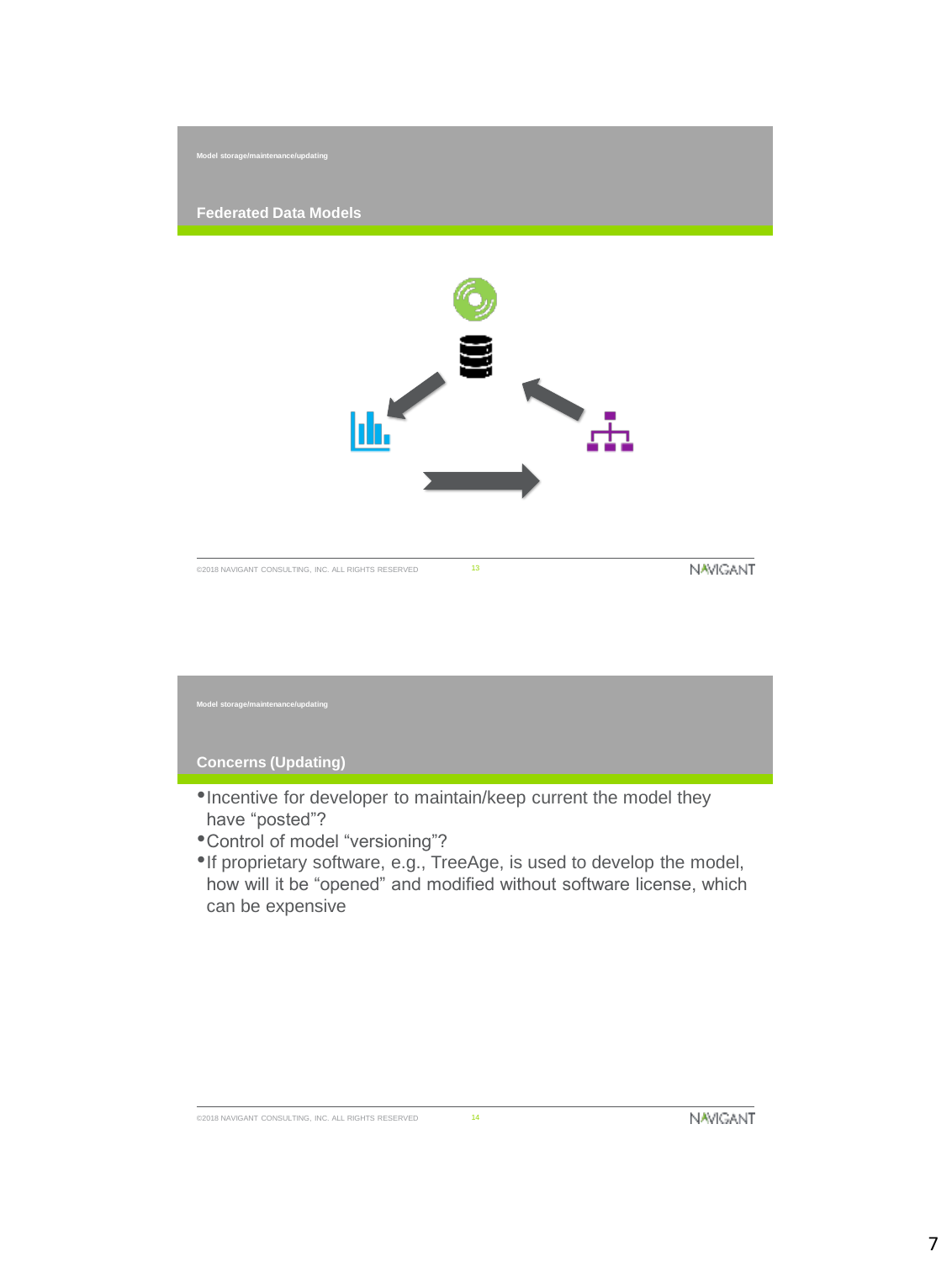Model storage/maintenance/updating

## Federated Data Models

Model storage/maintenance/updating

## Concerns (Updating)

- Incentive for developer to maintain/keep current the model they have "posted"?
- Control of model "versioning"?
- If proprietary software, e.g., TreeAge, is used to develop the model, how will it be "opened" and modified without software license, which can be expensive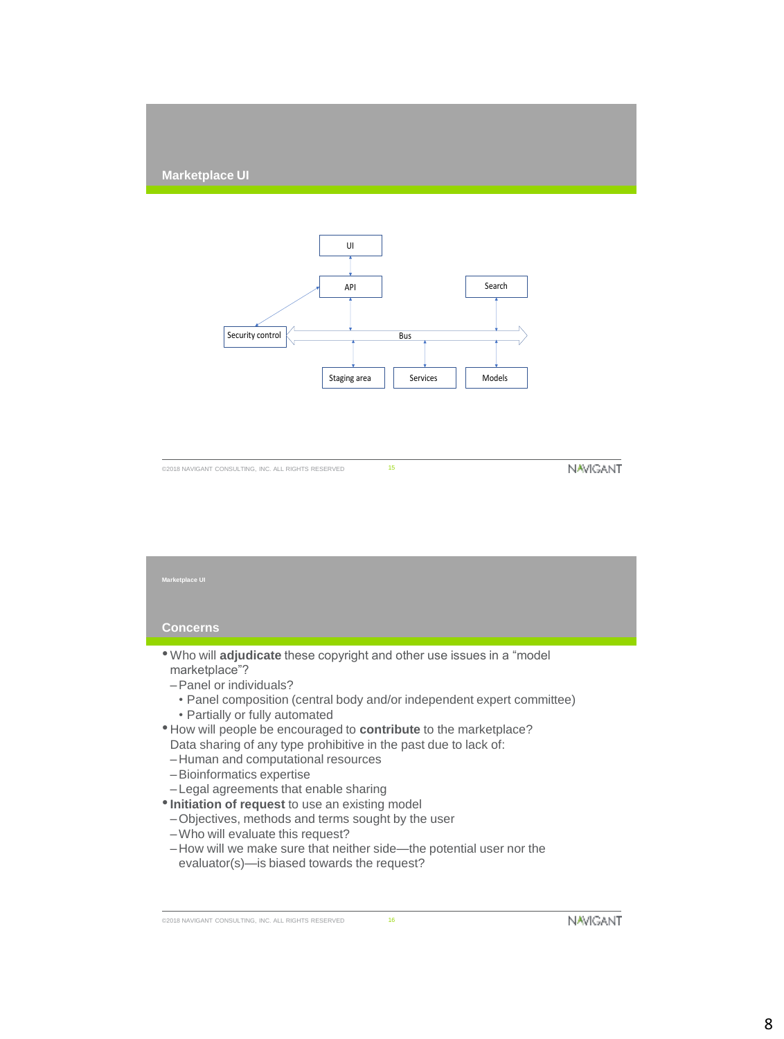## Marketplace UI

UI

API

Search

Security control

Bus

Staging area

Services

Models

Marketplace UI

## Concerns

- Who will **adjudicate** these copyright and other use issues in a “model marketplace”?
  - Panel or individuals?
    - Panel composition (central body and/or independent expert committee)
    - Partially or fully automated
- How will people be encouraged to **contribute** to the marketplace? Data sharing of any type prohibitive in the past due to lack of:
  - Human and computational resources
  - Bioinformatics expertise
  - Legal agreements that enable sharing
- **Initiation of request** to use an existing model
  - Objectives, methods and terms sought by the user
  - Who will evaluate this request?
  - How will we make sure that neither side—the potential user nor the evaluator(s)—is biased towards the request?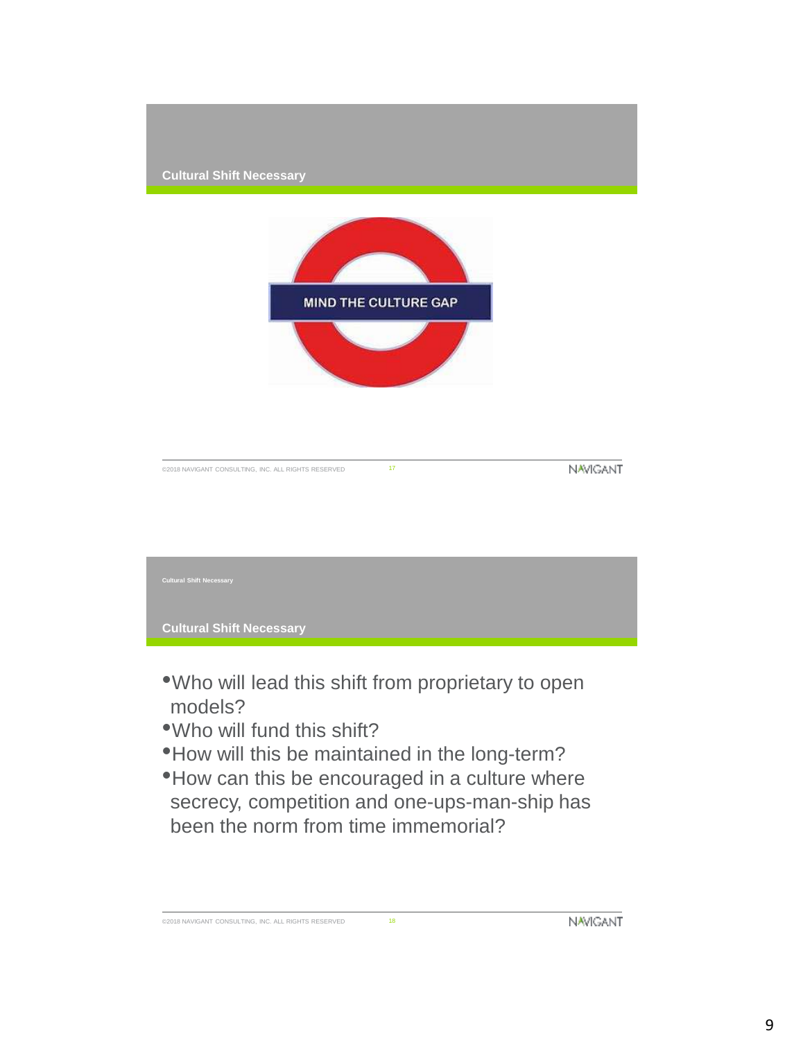## Cultural Shift Necessary

MIND THE CULTURE GAP

## Cultural Shift Necessary

- Who will lead this shift from proprietary to open models?
- Who will fund this shift?
- How will this be maintained in the long-term?
- How can this be encouraged in a culture where secrecy, competition and one-ups-man-ship has been the norm from time immemorial?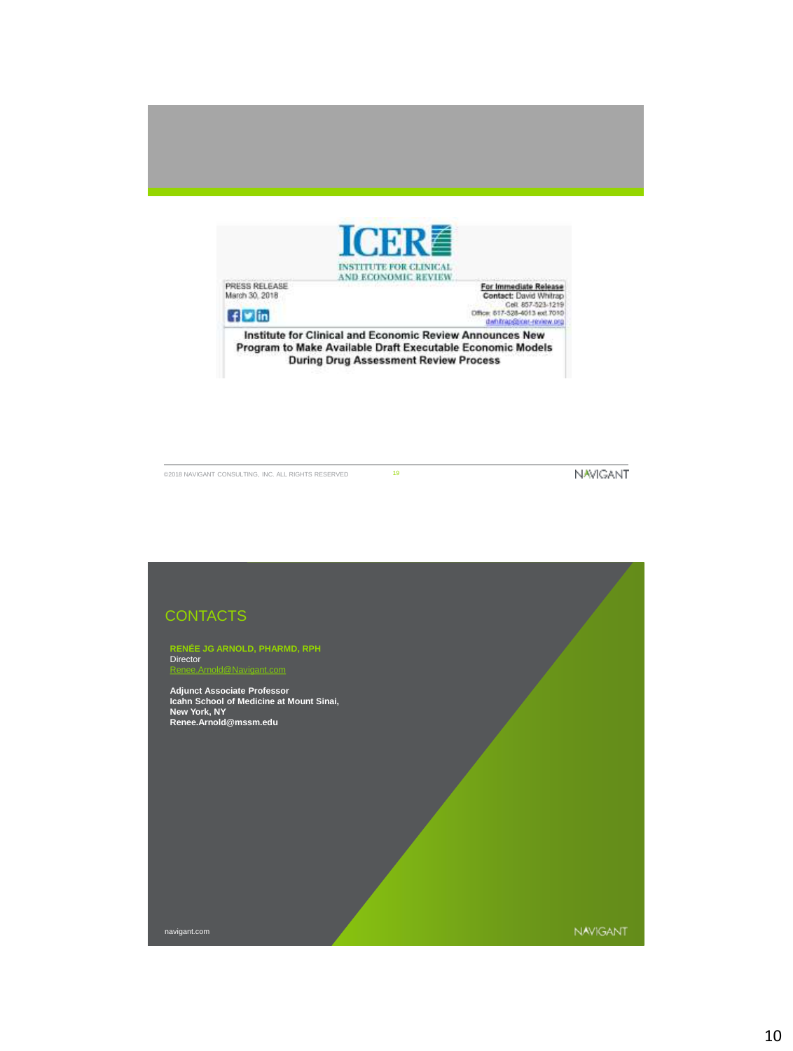ICER

INSTITUTE FOR CLINICAL AND ECONOMIC REVIEW

PRESS RELEASE
March 30, 2018

**For Immediate Release**
**Contact:** David Whitrap
Cell: 857-523-1219
Office: 617-528-4013 ext 7010
dwhitrap@icer-review.org

**Institute for Clinical and Economic Review Announces New Program to Make Available Draft Executable Economic Models During Drug Assessment Review Process**

©2018 NAVIGANT CONSULTING, INC. ALL RIGHTS RESERVED

## CONTACTS

**RENÉE JG ARNOLD, PHARMD, RPH**
Director
Renee.Arnold@Navigant.com

**Adjunct Associate Professor**
**Icahn School of Medicine at Mount Sinai,**
**New York, NY**
**Renee.Arnold@mssm.edu**

navigant.com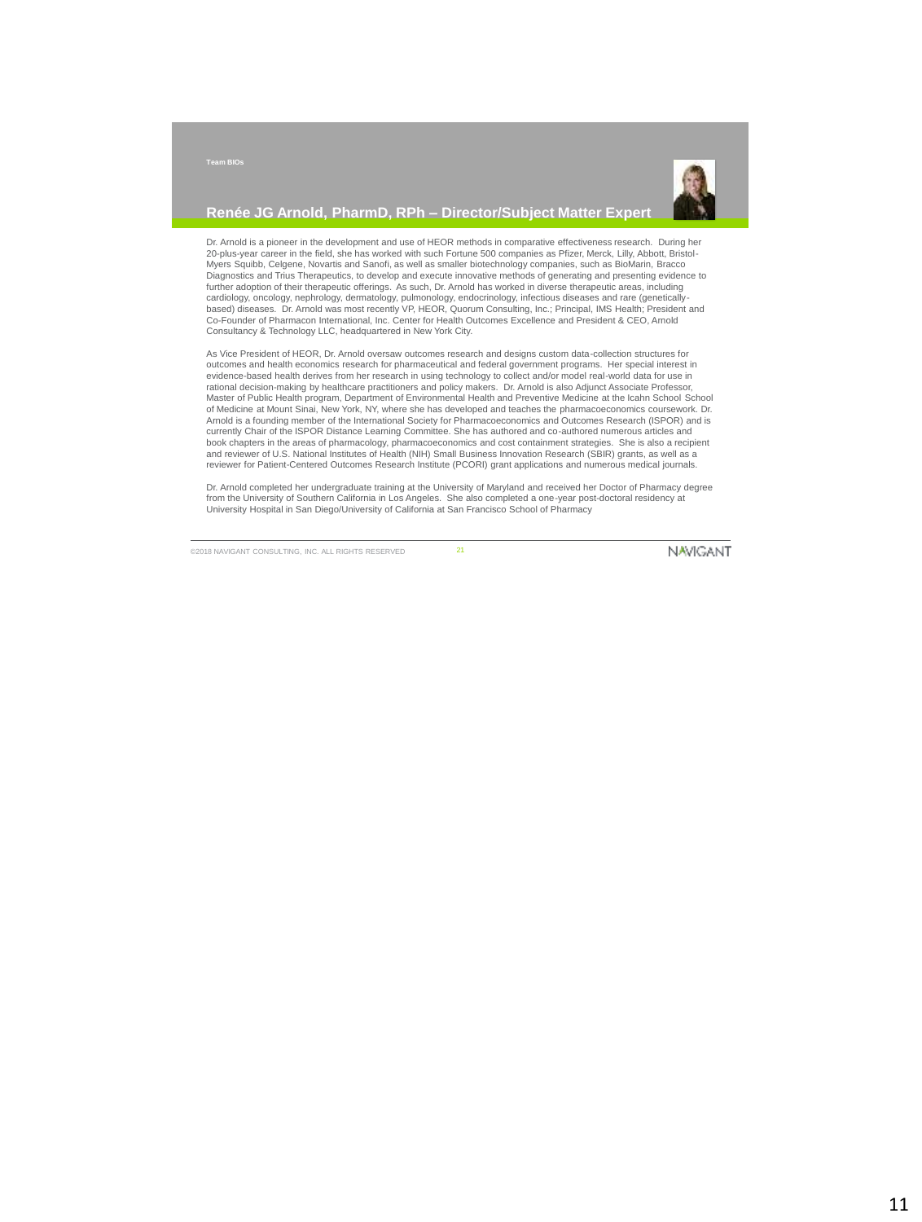Team BIOs

## Renée JG Arnold, PharmD, RPh – Director/Subject Matter Expert

Dr. Arnold is a pioneer in the development and use of HEOR methods in comparative effectiveness research. During her 20-plus-year career in the field, she has worked with such Fortune 500 companies as Pfizer, Merck, Lilly, Abbott, Bristol-Myers Squibb, Celgene, Novartis and Sanofi, as well as smaller biotechnology companies, such as BioMarin, Bracco Diagnostics and Trius Therapeutics, to develop and execute innovative methods of generating and presenting evidence to further adoption of their therapeutic offerings. As such, Dr. Arnold has worked in diverse therapeutic areas, including cardiology, oncology, nephrology, dermatology, pulmonology, endocrinology, infectious diseases and rare (genetically-based) diseases. Dr. Arnold was most recently VP, HEOR, Quorum Consulting, Inc.; Principal, IMS Health; President and Co-Founder of Pharmacon International, Inc. Center for Health Outcomes Excellence and President & CEO, Arnold Consultancy & Technology LLC, headquartered in New York City.

As Vice President of HEOR, Dr. Arnold oversaw outcomes research and designs custom data-collection structures for outcomes and health economics research for pharmaceutical and federal government programs. Her special interest in evidence-based health derives from her research in using technology to collect and/or model real-world data for use in rational decision-making by healthcare practitioners and policy makers. Dr. Arnold is also Adjunct Associate Professor, Master of Public Health program, Department of Environmental Health and Preventive Medicine at the Icahn School School of Medicine at Mount Sinai, New York, NY, where she has developed and teaches the pharmacoeconomics coursework. Dr. Arnold is a founding member of the International Society for Pharmacoeconomics and Outcomes Research (ISPOR) and is currently Chair of the ISPOR Distance Learning Committee. She has authored and co-authored numerous articles and book chapters in the areas of pharmacology, pharmacoeconomics and cost containment strategies. She is also a recipient and reviewer of U.S. National Institutes of Health (NIH) Small Business Innovation Research (SBIR) grants, as well as a reviewer for Patient-Centered Outcomes Research Institute (PCORI) grant applications and numerous medical journals.

Dr. Arnold completed her undergraduate training at the University of Maryland and received her Doctor of Pharmacy degree from the University of Southern California in Los Angeles. She also completed a one-year post-doctoral residency at University Hospital in San Diego/University of California at San Francisco School of Pharmacy

©2018 NAVIGANT CONSULTING, INC. ALL RIGHTS RESERVED

NAVIGANT